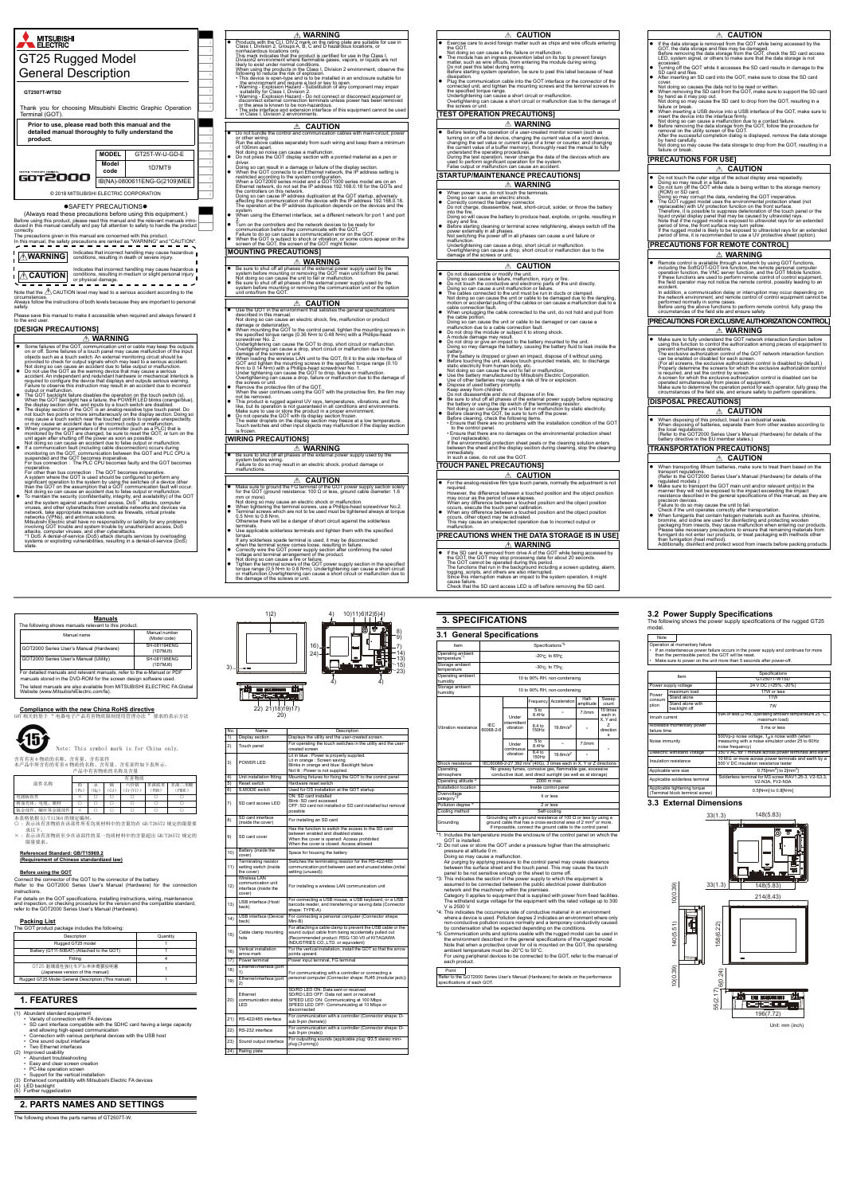# GT25 Rugged Model General Description

**GT2507T-WTSD**

Thank you for choosing Mitsubishi Electric Graphic Operation Terminal (GOT).

**Prior to use, please read both this manual and the detailed manual thoroughly to fully understand the product.**

| MODEL | GT25T-W-U-GD-E |
|---|---|
| Model code | 1D7MT9 |
| | IB(NA)-0800611ENG-G(2109)MEE |

© 2018 MITSUBISHI ELECTRIC CORPORATION

## ●SAFETY PRECAUTIONS●

(Always read these precautions before using this equipment.)

Before using this product, please read this manual and the relevant manuals introduced in this manual carefully and pay full attention to safety to handle the product correctly.

The precautions given in this manual are concerned with this product.

In this manual, the safety precautions are ranked as "WARNING" and "CAUTION".

| ⚠WARNING | Indicates that incorrect handling may cause hazardous conditions, resulting in death or severe injury. |
|---|---|
| ⚠CAUTION | Indicates that incorrect handling may cause hazardous conditions, resulting in medium or slight personal injury or physical damage. |

Note that the ⚠CAUTION level may lead to a serious accident according to the circumstances.

Always follow the instructions of both levels because they are important to personal safety.

Please save this manual to make it accessible when required and always forward it to the end user.

### [DESIGN PRECAUTIONS]

**⚠ WARNING**

- Some failures of the GOT, communication unit or cable may keep the outputs on or off. Some failures of a touch panel may cause malfunction of the input objects such as a touch switch. An external monitoring circuit should be provided to check for output signals which may lead to a serious accident. Not doing so can cause an accident due to false output or malfunction.
- Do not use the GOT as the warning device that may cause a serious accident. An independent and redundant hardware or mechanical interlock is required to configure the device that displays and outputs serious warning. Failure to observe this instruction may result in an accident due to incorrect output or malfunction.
- The GOT backlight failure disables the operation on the touch switch (s). When the GOT backlight has a failure, the POWER LED blinks (orange/blue), the display section dims, and inputs by a touch switch are disabled.
- The display section of the GOT is an analog-resistive type touch panel. Do not touch two points or more simultaneously on the display section. Doing so may cause a touch switch near the touched points to operate unexpectedly, or may cause an accident due to an incorrect output or malfunction.
- When programs or parameters of the controller (such as a PLC) that is monitored by the GOT are changed, be sure to reset the GOT, or turn on the unit again after shutting off the power as soon as possible. Not doing so can cause an accident due to false output or malfunction.
- If a communication fault (including cable disconnection) occurs during monitoring on the GOT, communication between the GOT and PLC CPU is suspended and the GOT becomes inoperative.
  For bus connection : The PLC CPU becomes faulty and the GOT becomes inoperative.
  For other than bus connection : The GOT becomes inoperative.
  A system where the GOT is used should be configured to perform any significant operation to the system by using the switches of a device other than the GOT on the assumption that a GOT communication fault will occur. Not doing so can cause an accident due to false output or malfunction.
- To maintain the security (confidentiality, integrity, and availability) of the GOT and the system against unauthorized access, DoS[*1] attacks, computer viruses, and other cyberattacks from unreliable networks and devices via network, take appropriate measures such as firewalls, virtual private networks (VPNs), and antivirus solutions.
  Mitsubishi Electric shall have no responsibility or liability for any problems involving GOT trouble and system trouble by unauthorized access, DoS attacks, computer viruses, and other cyberattacks.
  *1 DoS: A denial-of-service (DoS) attack disrupts services by overloading systems or exploiting vulnerabilities, resulting in a denial-of-service (DoS) state.

**⚠ WARNING**

- Products with the CL I, DIV.2 mark on the rating plate are suitable for use in Class I, Division 2, Groups A, B, C and D hazardous locations, or nonhazardous locations only.
  This mark indicates that the product is certified for use in the Class I, Division2 environment where flammable gases, vapors, or liquids are not likely to exist under normal conditions.
  When using the products in the Class I, Division 2 environment, observe the following to reduce the risk of explosion.
  - This device is open-type and is to be installed in an enclosure suitable for the environment and requires a tool or key to open.
  - Warning - Explosion Hazard - Substitution of any component may impair suitability for Class I, Division 2.
  - Warning - Explosion Hazard - Do not disconnect or disconnect equipment or disconnect while circuit is live unless power has been removed or the area is known to be non-hazardous.
  - The side interface and extension interface of this equipment cannot be used in Class I, Division 2 environments.

**⚠ CAUTION**

- Do not bundle the control and communication cables with main-circuit, power or other wiring.
  Run the above cables separately from such wiring and keep them a minimum of 100mm apart.
  Not doing so noise can cause a malfunction.
- Do not press the GOT display section with a pointed material as a pen or driver.
  Doing so can result in a damage or failure of the display section.
- When the GOT connects to an Ethernet network, the IP address setting is restricted according to the system configuration.
  When a GOT2000 series model and a GOT1000 series model are on an Ethernet network, do not set the IP address 192.168.0.18 for the GOTs and the controllers on this network.
  Doing so can cause IP address duplication at the GOT startup, adversely affecting the communication of the device with the IP address 192.168.0.18.
  The operation at the IP address duplication depends on the devices and the system.
- When using the Ethernet interface, set a different network for port 1 and port 2.
- Turn on the controllers and the network devices to be ready for communication before they communicate with the GOT.
  Failure to do so can cause a communication error on the GOT.
- When the GOT is subject to shock or vibration, or some colors appear on the screen of the GOT, the screen of the GOT might flicker.

### [MOUNTING PRECAUTIONS]

**⚠ WARNING**

- Be sure to shut off all phases of the external power supply used by the system before mounting or removing the GOT main unit to/from the panel.
  Not doing so can cause the unit to fail or malfunction.
- Be sure to shut off all phases of the external power supply used by the system before mounting or removing the communication unit or the option unit onto/from the GOT.

**⚠ CAUTION**

- Use the GOT in the environment that satisfies the general specifications described in this manual.
  Not doing so can cause an electric shock, fire, malfunction or product damage or deterioration.
- When mounting the GOT to the control panel, tighten the mounting screws in the specified torque range (0.36 N•m to 0.48 N•m) with a Phillips-head screwdriver No. 2.
  Undertightening can cause the GOT to drop, short circuit or malfunction.
  Overtightening can cause a drop, short circuit or malfunction due to the damage of the screws or unit.
- When loading the wireless LAN unit to the GOT, fit it to the side interface of GOT and tighten the mounting screws in the specified torque range (0.10 N•m to 0.14 N•m) with a Phillips-head screwdriver No. 1.
  Under tightening can cause the GOT to drop, failure or malfunction.
  Overtightening can cause a drop, failure or malfunction due to the damage of the screws or unit.
- Remove the protective film of the GOT.
  When the user continues using the GOT with the protective film, the film may not be removed.
- The product is rugged against UV rays, temperatures, vibrations, and the like, but its operation is not guaranteed in all conditions and environments.
  Make sure to use or store the product in a proper environment.
- Do not operate the GOT with its display section frozen.
  The water droplets on the display section may freeze at a low temperature.
  Touch switches and other input objects may malfunction if the display section is frozen.

### [WIRING PRECAUTIONS]

**⚠ WARNING**

- Be sure to shut off all phases of the external power supply used by the system before wiring.
  Failure to do so may result in an electric shock, product damage or malfunctions.

**⚠ CAUTION**

- Make sure to ground the FG terminal of the GOT power supply section solely for the GOT (ground resistance: 100 Ω or less, ground cable diameter: 1.6 mm or more).
  Not doing so may cause an electric shock or malfunction.
- When tightening the terminal screws, use a Phillips-head screwdriver No.2.
- Terminal screws which are not to be used must be tightened always at torque 0.5 N•m to 0.8 N•m.
  Otherwise there will be a danger of short circuit against the solderless terminals.
- Use applicable solderless terminals and tighten them with the specified torque.
  If any solderless spade terminal is used, it may be disconnected when the terminal screw comes loose, resulting in failure.
- Correctly wire the GOT power supply section after confirming the rated voltage and terminal arrangement of the product.
  Not doing so can cause a fire or failure.
- Tighten the terminal screws of the GOT power supply section in the specified torque range (0.5 N•m to 0.8 N•m). Undertightening can cause a short circuit or malfunction. Overtightening can cause a short circuit or malfunction due to the damage of the screws or unit.

**⚠ CAUTION**

- Exercise care to avoid foreign matter such as chips and wire offcuts entering the GOT.
  Not doing so can cause a fire, failure or malfunction.
- The module has an ingress prevention label on its top to prevent foreign matter, such as wire offcuts, from entering the module during wiring.
  Do not peel this label during wiring.
  Before starting system operation, be sure to peel this label because of heat dissipation.
- Plug the communication cable into the GOT interface or the connector of the connected unit, and tighten the mounting screws and the terminal screws in the specified torque range.
  Undertightening can cause a short circuit or malfunction.
  Overtightening can cause a short circuit or malfunction due to the damage of the screws or unit.

### [TEST OPERATION PRECAUTIONS]

**⚠ WARNING**

- Before testing the operation of a user-created monitor screen (such as turning on or off a bit device, changing the current value of a word device, changing the set value or current value of a timer or counter, and changing the current value of a buffer memory), thoroughly read the manual to fully understand the operating procedures.
  During the test operation, never change the data of the devices which are used to perform significant operation for the system.
  False output or malfunction can cause an accident.

### [STARTUP/MAINTENANCE PRECAUTIONS]

**⚠ WARNING**

- When power is on, do not touch the terminals.
  Doing so can cause an electric shock.
- Correctly connect the battery connector.
  Do not charge, disassemble, heat, short-circuit, solder, or throw the battery into the fire.
  Doing so will cause the battery to produce heat, explode, or ignite, resulting in injury and fire.
- Before starting cleaning or terminal screw retightening, always switch off the power externally in all phases.
  Not switching the power off in all phases can cause a unit failure or malfunction.
  Undertightening can cause a drop, short circuit or malfunction.
  Overtightening can cause a drop, short circuit or malfunction due to the damage of the screws or unit.

**⚠ CAUTION**

- Do not disassemble or modify the unit.
  Doing so can cause a failure, malfunction, injury or fire.
- Do not touch the conductive and electronic parts of the unit directly.
  Doing so can cause a unit malfunction or failure.
- The cables connected to the unit must be run in ducts or clamped.
  Not doing so can cause the unit or cable to be damaged due to the dangling, motion or accidental pulling of the cables or can cause a malfunction due to a cable connection fault.
- When unplugging the cable connected to the unit, do not hold and pull from the cable portion.
  Doing so can cause the unit or cable to be damaged or can cause a malfunction due to a cable connection fault.
- Do not drop the module or subject it to strong shock.
  A module damage may result.
- Do not drop or give an impact to the battery mounted to the unit.
  Doing so may damage the battery, causing the battery fluid to leak inside the battery.
  If the battery is dropped or given an impact, dispose of it without using.
- Before touching the unit, always touch grounded metals, etc. to discharge static electricity from human body, etc.
  Not doing so can cause the unit to fail or malfunction.
- Use the battery manufactured by Mitsubishi Electric Corporation.
  Use of other batteries may cause a risk of fire or explosion.
- Dispose of used battery promptly.
  Keep away from children.
  Do not disassemble and do not dispose of in fire.
- Be sure to shut off all phases of the external power supply before replacing the battery or using the dip switch of the terminating resistor.
  Not doing so can cause the unit to fail or malfunction by static electricity.
- Before cleaning the GOT, be sure to turn off the power.
  Before cleaning, check the following items.
  - Ensure that there are no problems with the installation condition of the GOT to the control panel.
  - Ensure that there are no damages on the environmental protection sheet (not replaceable).
  If the environmental protection sheet peels or the cleaning solution enters between the sheet and the display section during cleaning, stop the cleaning immediately.
  In such a case, do not use the GOT.

### [TOUCH PANEL PRECAUTIONS]

**⚠ CAUTION**

- For the analog-resistive film type touch panels, normally the adjustment is not required.
  However, the difference between a touched position and the object position may occur as the period of use elapses.
  When any difference between a touched position and the object position occurs, execute the touch panel calibration.
- When any difference between a touched position and the object position occurs, other object may be activated.
  This may cause an unexpected operation due to incorrect output or malfunction.

### [PRECAUTIONS WHEN THE DATA STORAGE IS IN USE]

**⚠ WARNING**

- If the SD card is removed from drive A of the GOT while being accessed by the GOT, the GOT may stop processing data for about 20 seconds.
  The GOT cannot be operated during this period.
  The functions that run in the background including a screen updating, alarm, logging, scripts, and others are also interrupted.
  Since this interruption makes an impact to the system operation, it might cause failure.
  Check that the SD card access LED is off before removing the SD card.

**⚠ CAUTION**

- If the data storage is removed from the GOT while being accessed by the GOT, the data storage and files may be damaged.
  Before removing the data storage from the GOT, check the SD card access LED, system signal, or others to make sure that the data storage is not accessed.
- Turning off the GOT while it accesses the SD card results in damage to the SD card and files.
- After inserting an SD card into the GOT, make sure to close the SD card cover.
  Not doing so causes the data not to be read or written.
- When removing the SD card from the GOT, make sure to support the SD card by hand as it may pop out.
  Not doing so may cause the SD card to drop from the GOT, resulting in a failure or break.
- When inserting a USB device into a USB interface of the GOT, make sure to insert the device into the interface firmly.
  Not doing so can cause a malfunction due to a contact failure.
- Before removing the data storage from the GOT, follow the procedure for removal on the utility screen of the GOT.
  After the successful completion dialog is displayed, remove the data storage by hand carefully.
  Not doing so may cause the data storage to drop from the GOT, resulting in a failure or break.

### [PRECAUTIONS FOR USE]

**⚠ CAUTION**

- Do not touch the outer edge of the actual display area repeatedly.
  Doing so may result in a failure.
- Do not turn off the GOT while data is being written to the storage memory (ROM) or SD card.
  Doing so may corrupt the data, rendering the GOT inoperative.
- The GOT rugged model uses the environmental protection sheet (not replaceable) with UV protection function on the front surface.
  Therefore, it is possible to suppress deterioration of the touch panel or the liquid crystal display panel that may be caused by ultraviolet rays.
  Note that if the rugged model is exposed to ultraviolet rays for an extended period of time, the front surface may turn yellow.
  If the rugged model is likely to be exposed to ultraviolet rays for an extended period of time, it is recommended to use a UV protective sheet (option).

### [PRECAUTIONS FOR REMOTE CONTROL]

**⚠ WARNING**

- Remote control is available through a network by using GOT functions, including the SoftGOT-GOT link function, the remote personal computer operation function, the VNC server function, and the GOT Mobile function.
  If these functions are used to perform remote control of control equipment, the field operator may not notice the remote control, possibly leading to an accident.
  In addition, a communication delay or interruption may occur depending on the network environment, and remote control of control equipment cannot be performed normally in some cases.
  Before using the above functions to perform remote control, fully grasp the circumstances of the field site and ensure safety.

### [PRECAUTIONS FOR EXCLUSIVE AUTHORIZATION CONTROL]

**⚠ WARNING**

- Make sure to fully understand the GOT network interaction function before using this function to control the authorization among pieces of equipment to prevent simultaneous operations.
  The exclusive authorization control of the GOT network interaction function can be enabled or disabled for each screen.
  (For all screens, the exclusive authorization control is disabled by default.)
  Properly determine the screens for which the exclusive authorization control is required, and set the control by screen.
  A screen for which the exclusive authorization control is disabled can be operated simultaneously from pieces of equipment.
  Make sure to determine the operation period for each operator, fully grasp the circumstances of the field site, and ensure safety to perform operations.

### [DISPOSAL PRECAUTIONS]

**⚠ CAUTION**

- When disposing of this product, treat it as industrial waste.
  When disposing of batteries, separate them from other wastes according to the local regulations.
  (Refer to the GOT2000 Series User's Manual (Hardware) for details of the battery directive in the EU member states.)

### [TRANSPORTATION PRECAUTIONS]

**⚠ CAUTION**

- When transporting lithium batteries, make sure to treat them based on the transport regulations.
  (Refer to the GOT2000 Series User's Manual (Hardware) for details of the regulated models.)
- Make sure to transport the GOT main unit and/or relevant unit(s) in the manner they will not be exposed to the impact exceeding the impact resistance described in the general specifications of this manual, as they are precision devices.
  Failure to do so may cause the unit to fail.
  Check if the unit operates correctly after transportation.
- When fumigants that contain halogen materials such as fluorine, chlorine, bromine, and iodine are used for disinfecting and protecting wooden packaging from insects, they cause malfunction when entering our products.
  Please take necessary precautions to ensure that remaining materials from fumigant do not enter our products, or treat packaging with methods other than fumigation (heat method).
  Additionally, disinfect and protect wood from insects before packing products.

## Manuals

The following shows manuals relevant to this product.

| Manual name | Manual number (Model code) |
|---|---|
| GOT2000 Series User's Manual (Hardware) | SH-081194ENG (1D7MJ5) |
| GOT2000 Series User's Manual (Utility) | SH-081195ENG (1D7MJ6) |

For detailed manuals and relevant manuals, refer to the e-Manual or PDF manuals stored in the DVD-ROM for the screen design software used.

The latest manuals are also available from MITSUBISHI ELECTRIC FA Global Website (www.MitsubishiElectric.com/fa/).

### Compliance with the new China RoHS directive

GOT 相关的基于 "电器电子产品有害物质限制使用管理办法" 要求的表示方法

Note: This symbol mark is for China only.

含有有害6物质的名称、含有量、含有部件
本产品中所含有的有害6物质的名称、含有量、含有部件如下表所示。

产品中有害物质的名称及含量

| 部件名称 | 有害物质 | | | | | |
|---|---|---|---|---|---|---|
| | 铅 (Pb) | 汞 (Hg) | 镉 (Cd) | 六价铬 (Cr(VI)) | 多溴联苯 (PBB) | 多溴二苯醚 (PBDE) |
| 电路板组件 | × | ○ | ○ | ○ | ○ | ○ |
| 树脂壳体、电缆、胶片 | ○ | ○ | ○ | ○ | ○ | ○ |
| 金属部件、螺丝等金属部件 | × | ○ | ○ | ○ | ○ | ○ |

本表格依据 SJ/T11364 的规定编制。
○：表示该有害物质在该部件所有均质材料中的含量均在 GB/T26572 规定的限量要求以下。
×：表示该有害物质至少在该部件的某一均质材料中的含量超出 GB/T26572 规定的限量要求。

### Referenced Standard: GB/T15969.2 (Requirement of Chinese standardized law)

### Before using the GOT

Connect the connector of the GOT to the connector of the battery.

Refer to the GOT2000 Series User's Manual (Hardware) for the connection instructions.

For details on the GOT specifications, installing instructions, wiring, maintenance and inspection, or checking procedure for the version and the compatible standard, refer to the GOT2000 Series User's Manual (Hardware).

### Packing List

The GOT product package includes the following:

| Description | Quantity |
|---|---|
| Rugged GT25 model | 1 |
| Battery (GT11-50BAT) (Attached to the GOT) | 1 |
| Fitting | 4 |
| GT25 耐環境性強化モデル本体概要説明書 (Japanese version of this manual) | 1 |
| Rugged GT25 Model General Description (This manual) | 1 |

## 1. FEATURES

(1) Abundant standard equipment
- Variety of connection with FA devices
- SD card interface compatible with the SDHC card having a large capacity and allowing high-speed communication
- Connection with various peripheral devices with the USB host
- One sound output interface
- Two Ethernet interfaces

(2) Improved usability
- Abundant troubleshooting
- Easy and clear screen creation
- PC-like operation screen
- Support for the vertical installation

(3) Enhanced compatibility with Mitsubishi Electric FA devices
(4) LED backlight
(5) Further ruggedization

## 2. PARTS NAMES AND SETTINGS

The following shows the parts names of GT2507T-W.

| No. | Name | Description |
|---|---|---|
| 1) | Display section | Displays the utility and the user-created screen. |
| 2) | Touch panel | For operating the touch switches in the utility and the user-created screen |
| 3) | POWER LED | Lit in blue : Power is properly supplied.<br>Lit in orange : Screen saving<br>Blinks in orange and blue: Backlight failure<br>Not lit : Power is not supplied. |
| 4) | Unit installation fitting | Mounting fixtures for fixing the GOT to the control panel |
| 5) | Reset switch | Hardware reset switch |
| 6) | S.MODE switch | Used for OS installation at the GOT startup |
| 7) | SD card access LED | ON: SD card installed<br>Blink: SD card accessed<br>OFF: SD card not installed or SD card installed but removal possible |
| 8) | SD card interface (inside the cover) | For installing an SD card |
| 9) | SD card cover | Has the function to switch the access to the SD card between enabled and disabled states.<br>When the cover is closed: Access enabled<br>When the cover is opened: Access prohibited |
| 10) | Battery (inside the cover) | Space for housing the battery |
| 11) | Terminating resistor setting switch (inside the cover) | Switches the terminating resistor for the RS-422/485 communication port between used and unused states (initial setting (unused)) |
| 12) | Wireless LAN communication unit interface (inside the cover) | For installing a wireless LAN communication unit |
| 13) | USB interface (Host: back) | For connecting a USB mouse, a USB keyboard, or a USB barcode reader, and transferring or saving data (Connector shape: TYPE-A) |
| 14) | USB interface (Device: back) | For connecting a personal computer (Connector shape: Mini-B) |
| 15) | Cable clamp mounting hole | For attaching a cable clamp to prevent the USB cable or the sound output cable from being accidentally pulled out (Recommended product: RSG-130-V0 of KITAGAWA INDUSTRIES CO.,LTD. or equivalent) |
| 16) | Vertical installation arrow mark | For the vertical installation, install the GOT so that the arrow points upward. |
| 17) | Power terminal | Power input terminal, FG terminal |
| 18) | Ethernet interface (port 1) | For communicating with a controller or connecting a personal computer (Connector shape: RJ45 (modular jack)) |
| 19) | Ethernet interface (port 2) | |
| 20) | Ethernet communication status LED | SD/RD LED ON: Data sent or received<br>SD/RD LED OFF: Data not sent or received<br>SPEED LED ON: Communicating at 100 Mbps<br>SPEED LED OFF: Communicating at 10 Mbps or disconnected |
| 21) | RS-422/485 interface | For communication with a controller (Connector shape: D-sub 9-pin (female)) |
| 22) | RS-232 interface | For communication with a controller (Connector shape: D-sub 9-pin (male)) |
| 23) | Sound output interface | For outputting sounds (applicable plug: Φ3.5 stereo mini-plug (3-prong)) |
| 24) | Rating plate | |

## 3. SPECIFICATIONS

### 3.1 General Specifications

| Item | Specifications[*5] | | | | | |
|---|---|---|---|---|---|---|
| Operating ambient temperature[*1] | -20℃ to 65℃ | | | | | |
| Storage ambient temperature | -30℃ to 75℃ | | | | | |
| Operating ambient humidity | 10 to 90% RH, non-condensing | | | | | |
| Storage ambient humidity | 10 to 90% RH, non-condensing | | | | | |
| Vibration resistance | IEC 60068-2-6 | | Frequency | Acceleration | Half-amplitude | Sweep count |
| | | Under intermittent vibration | 5 to 8.4Hz | - | 7.0mm | 10 times each in X, Y and Z directions |
| | | | 8.4 to 150Hz | 19.6m/s² | - | |
| | | Under continuous vibration | 5 to 8.4Hz | - | 7.0mm | - |
| | | | 8.4 to 150Hz | 19.6m/s² | - | |
| Shock resistance | IEC60068-2-27 (392 m/s² (40G), 3 times each in X, Y or Z directions | | | | | |
| Operating atmosphere | No greasy fumes, corrosive gas, flammable gas, excessive conductive dust, and direct sunlight (as well as at storage) | | | | | |
| Operating altitude[*2] | 2000 m max. | | | | | |
| Installation location | Inside control panel | | | | | |
| Overvoltage category[*3] | II or less | | | | | |
| Pollution degree[*4] | 2 or less | | | | | |
| Cooling method | Self-cooling | | | | | |
| Grounding | Grounding with a ground resistance of 100 Ω or less by using a ground cable that has a cross-sectional area of 2 mm² or more. If impossible, connect the ground cable to the control panel. | | | | | |

*1: Includes the temperature inside the enclosure of the control panel on which the GOT is installed.

*2: Do not use or store the GOT under a pressure higher than the atmospheric pressure at altitude 0 m.
Doing so may cause a malfunction.
Air purging by applying pressure to the control panel may create clearance between the surface sheet and the touch panel. This may cause the touch panel to be not sensitive enough or the sheet to come off.

*3: This indicates the section of the power supply to which the equipment is assumed to be connected between the public electrical power distribution network and the machinery within the premises.
Category II applies to equipment that is supplied with power from fixed facilities.
The withstand surge voltage for the equipment with the rated voltage up to 300 V is 2500 V.

*4: This indicates the occurrence rate of conductive material in an environment where a device is used. Pollution degree 2 indicates an environment where only non-conductive pollution occurs normally and a temporary conductivity caused by condensation shall be expected depending on the conditions.

*5: Communication units and options usable with the rugged model can be used in the environment described in the general specifications of the rugged model.
Note that when a protective cover for oil is mounted on the GOT, the operating ambient temperature must be -20℃ to 50℃.
For using peripheral devices to be connected to the GOT, refer to the manual of each product.

Point
Refer to the GOT2000 Series User's Manual (Hardware) for details on the performance specifications of each GOT.

### 3.2 Power Supply Specifications

The following shows the power supply specifications of the rugged GT25 model.

Note
Operation at momentary failure
- If an instantaneous power failure occurs in the power supply and continues for more than the permissible period, the GOT will be reset.
- Make sure to power on the unit more than 5 seconds after power-off.

| Item | | Specifications |
|---|---|---|
| | | GT2507T-WTSD |
| Power supply voltage | | 24 V DC (+25%, -20%) |
| Power consumption | maximum load | 11W or less |
| | Stand alone | 11W |
| | Stand alone with backlight off | 7W |
| Inrush current | | 5A or less (2 ms, operating ambient temperature 25 °C, maximum load) |
| Allowable momentary power failure time | | 5 ms or less |
| Noise immunity | | 500Vp-p noise voltage, 1μs noise width (when measuring with a noise simulator under 25 to 60Hz noise frequency) |
| Dielectric withstand voltage | | 350 V AC for 1 minute across power terminals and earth |
| Insulation resistance | | 10 MΩ or more across power terminals and earth by a 500 V DC insulation resistance tester |
| Applicable wire size | | 0.75[mm²] to 2[mm²] |
| Applicable solderless terminal | | Solderless terminal for M3 screw RAV1.25-3, V2-S3.3, V2-N3A, FV2-N3A |
| Applicable tightening torque (Terminal block terminal screw) | | 0.5[N•m] to 0.8[N•m] |

### 3.3 External Dimensions

Unit: mm (inch)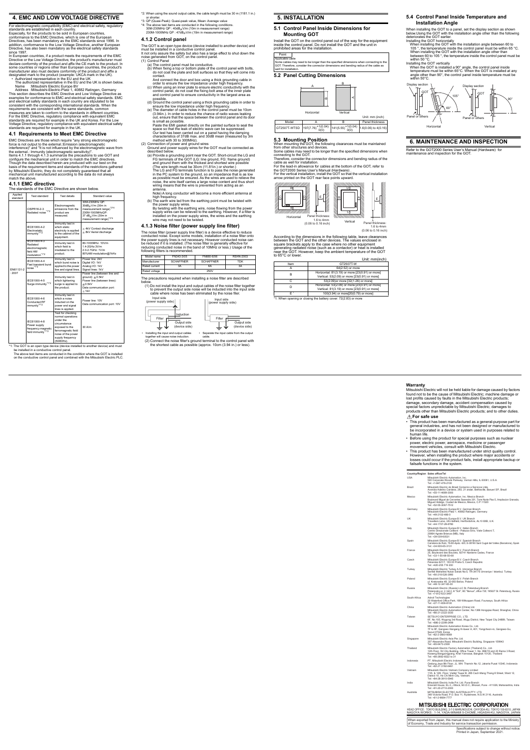## 4. EMC AND LOW VOLTAGE DIRECTIVE

For electromagnetic compatibility (EMC) and electrical safety, regulatory standards are established in each country.
Especially, for the products to be sold in European countries, conformance to the EMC Directive, which is one of the European Directives, has been mandatory as the EMC standards since 1996. In addition, conformance to the Low Voltage Directive, another European Directive, has also been mandatory as the electrical safety standards since 1997.
In European countries, if a product meets the requirements of the EMC Directive or the Low Voltage Directive, the product's manufacturer must declare conformity of the product and affix the CE mark to the product. In some countries or regions other than European countries, the product's manufacturer also must declare conformity of the product and affix a designated mark to the product (example: UKCA mark in the UK).

- Authorized representative in the EU and the UK
  The authorized representative in the EU and the UK is shown below.
  Name :Mitsubishi Electric Europe BV
  Address :Mitsubishi-Electric-Platz 1, 40882 Ratingen, Germany

This section describes the EMC Directive and Low Voltage Directive as examples for conformance to EMC and electrical safety standards. EMC and electrical safety standards in each country are stipulated to be consistent with the corresponding international standards. When the requirements are consistent with the same standards, common measures are taken to conform to the standards in different countries. For the EMC Directive, regulatory compliance with equivalent EMC standards are required for example in the UK and Korea. For the Low Voltage Directive, regulatory compliance with equivalent electrical safety standards are required for example in the UK.

### 4.1 Requirements to Meet EMC Directive

EMC Directives are those which require "any strong electromagnetic force is not output to the external.:Emission (electromagnetic interference)" and "It is not influenced by the electromagnetic wave from the external.: Immunity (electromagnetic sensitivity)".
Items 4.1.1 through 4.1.3 summarize the precautions to use GOT and configure the mechanical unit in order to match the EMC directives.
Though the data described herein are produced with our best on the basis of the requirement items and standards of the restrictions gathered by Mitsubishi Electric, they do not completely guaranteed that all mechanical unit manufactured according to the data do not always match the above.

### 4.1.1 EMC directive

The standards of the EMC Directive are shown below.

| Applied standard | Test standard | Test details | Standard value |
|---|---|---|---|
| EN61131-2 2007 | CISPR16-2-3 Radiated noise*2 | Electromagnetic emissions from the product are measured. | 30M-230MHz QP: 30dBμV/m (30m in measurement range)*3*4<br>230M-1000MHzQP: 37 dBμV/m (30m in measurement range)*3*4 |
| | IEC61000-4-2 Electrostatic immunity*1 | Immunity test in which static electricity is applied to the cabinet of the equipment. | ±4kV Contact discharge<br>±8kV Aerial discharge |
| | IEC61000-4-3 Radiated electromagnetic field AM modulation*1 | Immunity test in which field is irradiated to the product. | 80-1000MHz: 10V/m<br>1.4-2GHz:3V/m<br>2.0-2.7GHz: 1V/m<br>80%AM modulation@1kHz |
| | IEC61000-4-4 Fast transient burst noise*1 | Immunity test in which burst noise is applied to the power line and signal lines | Power line: 2kV<br>Digital I/O: 1kV<br>Analog I/O: 1kV<br>Signal lines: 1kV |
| | IEC61000-4-5 Surge immunity*1 | Immunity test in which lightening surge is applied to the product. | Power line (between line and ground): ±0.5kV<br>Power line (between lines): ±0.5kV<br>Data communication port: ±1kV |
| | IEC61000-4-6 Conducted RF immunity*1 | Immunity test in which a noise inducted on the power and signal lines is applied. | Power line: 10V<br>Data communication port: 10V |
| | IEC61000-4-8 Power supply frequency magnetic field immunity*1 | Test for checking normal operations under the circumstance exposed to the ferromagnetic field noise of the power supply frequency (50/60Hz). | 30 A/m |

*1: The GOT is an open type device (device installed to another device) and must be installed in a conductive control panel.
The above test items are conducted in the condition where the GOT is installed on the conductive control panel and combined with the Mitsubishi Electric PLC.
*2: When using the sound output cable, the cable length must be 30 m (1181.1 in.) or shorter.
*3: QP (Quasi-Peak): Quasi-peak value, Mean: Average value
*4: The above test items are conducted in the following conditions.
30M-230MHz QP : 40dBμV/m (10m in measurement range)
230M-1000MHz QP : 47dBμV/m (10m in measurement range)

### 4.1.2 Control panel

The GOT is an open type device (device installed to another device) and must be installed in a conductive control panel.
It not only assure the safety but also has a large effect to shut down the noise generated from GOT, on the control panel.

(1) Control Panel
  (a) The control panel must be conductive.
  (b) When fixing a top or bottom plate of the control panel with bolts, do not coat the plate and bolt surfaces so that they will come into contact.
  And connect the door and box using a thick grounding cable in order to ensure the low impedance under high frequency.
  (c) When using an inner plate to ensure electric conductivity with the control panel, do not coat the fixing bolt area of the inner plate and control panel to ensure conductivity in the largest area as possible.
  (d) Ground the control panel using a thick grounding cable in order to ensure the low impedance under high frequency.
  (e) The diameter of cable holes in the control panel must be 10cm (3.94in.). In order to reduce the chance of radio waves leaking out, ensure that the space between the control panel and its door is small as possible.
  Paste the EMI gasket directly on the painted surface to seal the space so that the leak of electric wave can be suppressed.
  Our test has been carried out on a panel having the damping characteristics of 37dB max. and 30dB mean (measured by 3m method with 30 to 300MHz).
(2) Connection of power and ground wires
  Ground and power supply wires for the GOT must be connected as described below.
  (a) Provide a grounding point near the GOT. Short-circuit the LG and FG terminals of the GOT (LG: line ground, FG: frame ground) and ground them with the thickest and shortest wire possible (The wire length must be 30cm (11.81in.) or shorter.)
  The LG and FG terminals function is to pass the noise generated in the PC system to the ground, so an impedance that is as low as possible must be ensured. As the wires are used to relieve the noise, the wire itself carries a large noise content and thus short wiring means that the wire is prevented from acting as an antenna.
  Note) A long conductor will become a more efficient antenna at high frequency.
  (b) The earth wire led from the earthing point must be twisted with the power supply wires.
  By twisting with the earthing wire, noise flowing from the power supply wires can be relieved to the earthing. However, if a filter is installed on the power supply wires, the wires and the earthing wire may not need to be twisted.

### 4.1.3 Noise filter (power supply line filter)

The noise filter (power supply line filter) is a device effective to reduce conducted noise. Except some models, installation of a noise filter onto the power supply lines is not necessary. However conducted noise can be reduced if it is installed. (The noise filter is generally effective for reducing conducted noise in the band of 10MHz or less.) Usage of the following filters is recommended.

| Model name | FN343-3/05 | FN660-6/06 | RSHN-2003 |
|---|---|---|---|
| Manufacturer | SCHAFFNER | SCHAFFNER | TDK |
| Rated current | 3A | 6A | 3A |
| Rated voltage | 250V | | |

The precautions required when installing a noise filter are described below.

(1) Do not install the input and output cables of the noise filter together to prevent the output side noise will be inducted into the input side cable where noise has been eliminated by the noise filter.

Input side (power supply side)
Induction
Filter
Output side (device side)
Input side (power supply side)
Filter
Output side (device side)

- Installing the input and output cables together will cause noise induction.
- Separate the input cable from the output cable.

(2) Connect the noise filter's ground terminal to the control panel with the shortest cable as possible (approx. 10cm (3.94 in.) or less).

## 5. INSTALLATION

### 5.1 Control Panel Inside Dimensions for Mounting GOT

Install the GOT on the control panel out of the way for the equipment inside the control panel. Do not install the GOT and the unit in prohibited areas for the installation.

**Point**
Applicable cable
Some cables may need to be longer than the specified dimensions when connecting to the GOT. Therefore, consider the connector dimensions and bending radius of the cable as well for installation.

### 5.2 Panel Cutting Dimensions

A
B
Horizontal
Vertical

Unit: mm (inch)

| Model | A | B | Panel thickness |
|---|---|---|---|
| GT2507T-WTSD | $197(7.76)^{+1(0.04)}_{0(0)}$ | $141(5.55)^{+1(0.04)}_{0(0)}$ | 1.6(0.06) to 4(0.16) |

### 5.3 Mounting Position

When mounting the GOT, the following clearances must be maintained from other structures and devices.
Some cables may need to be longer than the specified dimensions when connecting to the GOT.
Therefore, consider the connector dimensions and bending radius of the cable as well for installation.
For the lead-in allowance for cables at the bottom of the GOT, refer to the GOT2000 Series User's Manual (Hardware) .
For the vertical installation, install the GOT so that the vertical installation arrow printed on the GOT rear face points upward.

Horizontal
Panel thickness: 1.6 to 4mm (0.06 to 0.16 inch)
Vertical
Panel thickness: 1.6 to 4mm (0.06 to 0.16 inch)

According to the dimensions in the following table, leave clearances between the GOT and the other devices. The values enclosed in square brackets apply to the case where no other equipment generating radiated noise (such as a contactor) or heat is installed near the GOT. However, keep the ambient temperature of the GOT to 65°C or lower.

Unit: mm(inch)

| Item | GT2507T-W |
|---|---|
| A | 64(2.52) or more |
| B | Horizontal: 81(3.19) or more [23(0.91) or more]<br>Vertical: 53(2.09) or more [23(0.91) or more] |
| C | 53(2.09) or more [32(1.26) or more] |
| D | Horizontal: 53(2.09) or more [23(0.91) or more]<br>Vertical: 81(3.19) or more [23(0.91) or more] |
| E*1 | 100(3.94) or more[20(0.79) or more] |

*1: When opening or closing the battery cover: 72(2.83) or more

### 5.4 Control Panel Inside Temperature and Installation Angle

When installing the GOT to a panel, set the display section as shown below.Using the GOT with the installation angle other than the following deteriorates the GOT earlier.
Installing the GOT horizontally
When installing the GOT with the installation angle between 60 to 105 °, the temperature inside the control panel must be within 65 °C. When installing the GOT with the installation angle other than between 60 to 105 °, the temperature inside the control panel must be within 50 °C.
Installing the GOT vertically
When the GOT is installed a 90° angle, the control panel inside temperature must be within 65°C. When the GOT is installed at any angle other than 90°, the control panel inside temperature must be within 50°C.

Display section
GOT
105°
60°
Panel or others
Horizontal
Display section
GOT
90°
Panel or others
Vertical

## 6. MAINTENANCE AND INSPECTION

Refer to the GOT2000 Series User's Manual (Hardware) for maintenance and inspection for the GOT.

**Warranty**

Mitsubishi Electric will not be held liable for damage caused by factors found not to be the cause of Mitsubishi Electric; machine damage or lost profits caused by faults in the Mitsubishi Electric products; damage, secondary damage, accident compensation caused by special factors unpredictable by Mitsubishi Electric; damages to products other than Mitsubishi Electric products; and to other duties.

**⚠ For safe use**

- This product has been manufactured as a general-purpose part for general industries, and has not been designed or manufactured to be incorporated in a device or system used in purposes related to human life.
- Before using the product for special purposes such as nuclear power, electric power, aerospace, medicine or passenger movement vehicles, consult with Mitsubishi Electric.
- This product has been manufactured under strict quality control. However, when installing the product where major accidents or losses could occur if the product fails, install appropriate backup or failsafe functions in the system.

| Country/Region | Sales office/Tel |
|---|---|
| USA | Mitsubishi Electric Automation, Inc.<br>500 Corporate Woods Parkway, Vernon Hills, IL 60061, U.S.A.<br>Tel: +1-847-478-2100 |
| Brazil | Mitsubishi Electric do Brasil Comércio e Serviços Ltda.<br>Avenida Adelino Cardana, 293, 21 andar, Bethaville, Barueri SP, Brazil<br>Tel: +55-11-4689-3000 |
| Mexico | Mitsubishi Electric Automation, Inc. Mexico Branch<br>Boulevard Miguel de Cervantes Saavedra 301, Torre Norte Piso 5, Ampliacion Granada, Miguel Hidalgo, Ciudad de Mexico, Mexico, C.P.11520<br>Tel: +52-55-3067-7512 |
| Germany | Mitsubishi Electric Europe B.V. German Branch<br>Mitsubishi-Electric-Platz 1, 40882 Ratingen, Germany<br>Tel: +49-2102-486-0 |
| UK | Mitsubishi Electric Europe B.V. UK Branch<br>Travellers Lane, UK-Hatfield, Hertfordshire, AL10 8XB, U.K.<br>Tel: +44-1707-28-8780 |
| Italy | Mitsubishi Electric Europe B.V. Italian Branch<br>Centro Direzionale Colleoni - Palazzo Sirio, Viale Colleoni 7, 20864 Agrate Brianza (MB), Italy<br>Tel: +39-039-60531 |
| Spain | Mitsubishi Electric Europe B.V. Spanish Branch<br>Carretera de Rubí, 76-80-Apdo. 420, E-08190 Sant Cugat del Vallés (Barcelona), Spain<br>Tel: +34-935-65-3131 |
| France | Mitsubishi Electric Europe B.V. French Branch<br>25, Boulevard des Bouvets, 92741 Nanterre Cedex, France<br>Tel: +33-1-55-68-55-68 |
| Czech | Mitsubishi Electric Europe B.V. Czech Branch<br>Pekařská 621/7, 155 00 Praha 5, Czech Republic<br>Tel: +420-255 719 200 |
| Turkey | Mitsubishi Electric Turkey A.Ş. Ümraniye Branch<br>Serifali Mahallesi Kale Sokak No:5, TR-34775 Umraniye / Istanbul, Turkey<br>Tel: +90-216-526-3990 |
| Poland | Mitsubishi Electric Europe B.V. Polish Branch<br>ul. Krakowska 48, 32-083 Balice, Poland<br>Tel: +48-12-347-65-00 |
| Russia | Mitsubishi Electric (Russia) LLC St. Petersburg Branch<br>Piskarevsky pr. 2, bld 2, lit "Sch", BC "Benua", office 720; 195027 St. Petersburg, Russia<br>Tel: +7-812-633-3497 |
| South Africa | Adroit Technologies<br>20 Waterford Office Park, 189 Witkoppen Road, Fourways, South Africa<br>Tel: +27-11-658-8100 |
| China | Mitsubishi Electric Automation (China) Ltd.<br>Mitsubishi Electric Automation Center, No.1386 Hongqiao Road, Shanghai, China<br>Tel: +86-21-2322-3030 |
| Taiwan | SETSUYO ENTERPRISE CO., LTD.<br>6F, No.105, Wugong 3rd Road, Wugu District, New Taipei City 24889, Taiwan<br>Tel: +886-2-2299-2499 |
| Korea | Mitsubishi Electric Automation Korea Co., Ltd.<br>7F to 9F, Gangseo Hangang Xi-tower A, 401, Yangcheon-ro, Gangseo-Gu, Seoul 07528, Korea<br>Tel: +82-2-3660-9569 |
| Singapore | Mitsubishi Electric Asia Pte. Ltd.<br>307 Alexandra Road, Mitsubishi Electric Building, Singapore 159943<br>Tel: +65-6473-2308 |
| Thailand | Mitsubishi Electric Factory Automation (Thailand) Co., Ltd.<br>12th Floor, SV City Building, Office Tower 1, No. 896/19 and 20 Rama 3 Road, Kwaeng Bangpongpang, Khet Yannawa, Bangkok 10120, Thailand<br>Tel: +66-2682-6522 to 31 |
| Indonesia | PT. Mitsubishi Electric Indonesia<br>Gedung Jaya 8th Floor, JL. MH. Thamrin No.12, Jakarta Pusat 10340, Indonesia<br>Tel: +62-21-3192-6461 |
| Vietnam | Mitsubishi Electric Vietnam Company Limited<br>11th & 12th Floor, Viettel Tower B, 285 Cach Mang Thang 8 Street, Ward 12, District 10, Ho Chi Minh City, Vietnam<br>Tel: +84-28-3910-5945 |
| India | Mitsubishi Electric India Pvt. Ltd. Pune Branch<br>Emerald House, EL-3, J Block, M.I.D.C., Bhosari, Pune - 411026, Maharashtra, India<br>Tel: +91-20-2710-2000 |
| Australia | MITSUBISHI ELECTRIC AUSTRALIA PTY. LTD.<br>348 Victoria Road, P.O. Box 11, Rydalmere, N.S.W 2116, Australia<br>Tel: +61-2-9684-7777 |

**MITSUBISHI ELECTRIC CORPORATION**
HEAD OFFICE : TOKYO BUILDING, 2-7-3 MARUNOUCHI, CHIYODA-KU, TOKYO 100-8310, JAPAN
NAGOYA WORKS : 1-14, YADA-MINAMI 5-CHOME, HIGASHI-KU, NAGOYA, JAPAN

When exported from Japan, this manual does not require application to the Ministry of Economy, Trade and Industry for service transaction permission.

Specifications subject to change without notice.
Printed in Japan, September 2021.